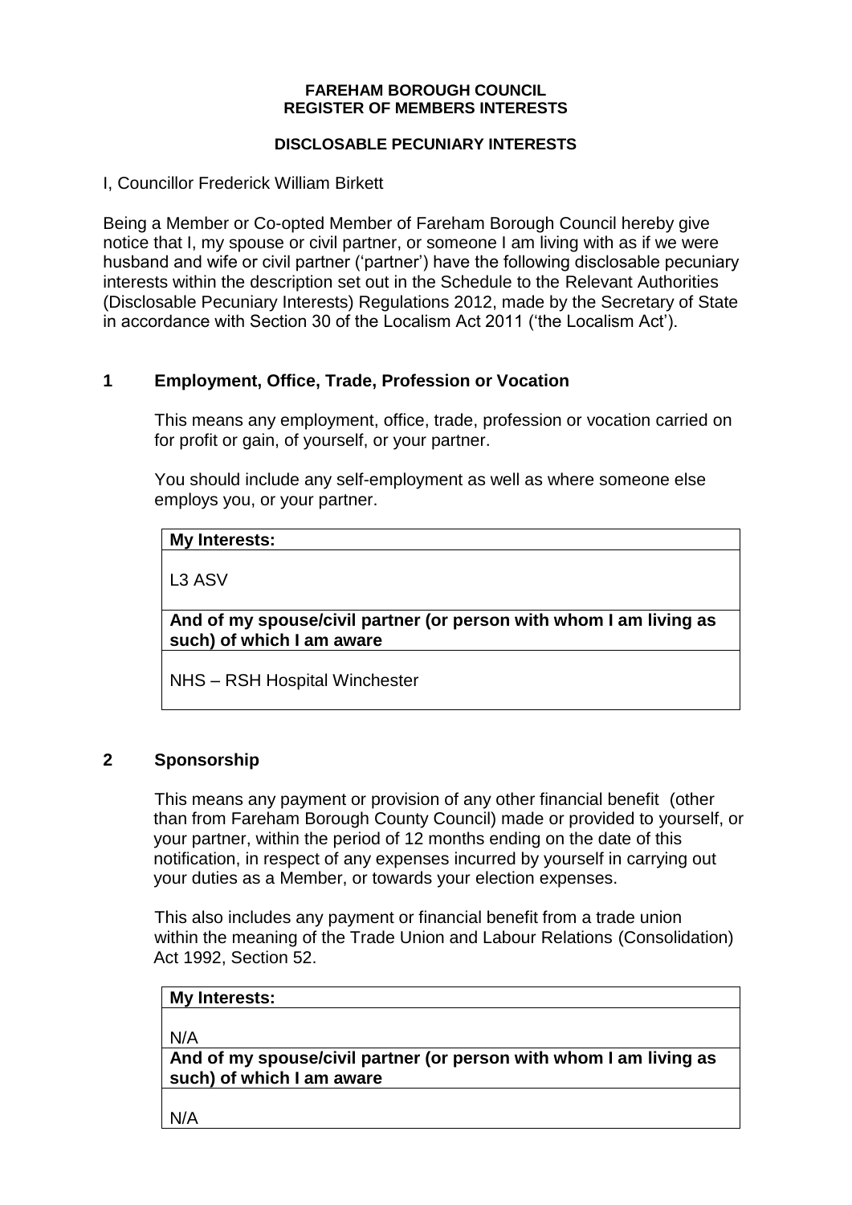**FAREHAM BOROUGH COUNCIL**
**REGISTER OF MEMBERS INTERESTS**

**DISCLOSABLE PECUNIARY INTERESTS**

I, Councillor Frederick William Birkett

Being a Member or Co-opted Member of Fareham Borough Council hereby give notice that I, my spouse or civil partner, or someone I am living with as if we were husband and wife or civil partner ('partner') have the following disclosable pecuniary interests within the description set out in the Schedule to the Relevant Authorities (Disclosable Pecuniary Interests) Regulations 2012, made by the Secretary of State in accordance with Section 30 of the Localism Act 2011 ('the Localism Act').

## 1 Employment, Office, Trade, Profession or Vocation

This means any employment, office, trade, profession or vocation carried on for profit or gain, of yourself, or your partner.

You should include any self-employment as well as where someone else employs you, or your partner.

| **My Interests:** |
| --- |
| L3 ASV |
| **And of my spouse/civil partner (or person with whom I am living as such) of which I am aware** |
| NHS – RSH Hospital Winchester |

## 2 Sponsorship

This means any payment or provision of any other financial benefit (other than from Fareham Borough County Council) made or provided to yourself, or your partner, within the period of 12 months ending on the date of this notification, in respect of any expenses incurred by yourself in carrying out your duties as a Member, or towards your election expenses.

This also includes any payment or financial benefit from a trade union within the meaning of the Trade Union and Labour Relations (Consolidation) Act 1992, Section 52.

| **My Interests:** |
| --- |
| N/A |
| **And of my spouse/civil partner (or person with whom I am living as such) of which I am aware** |
| N/A |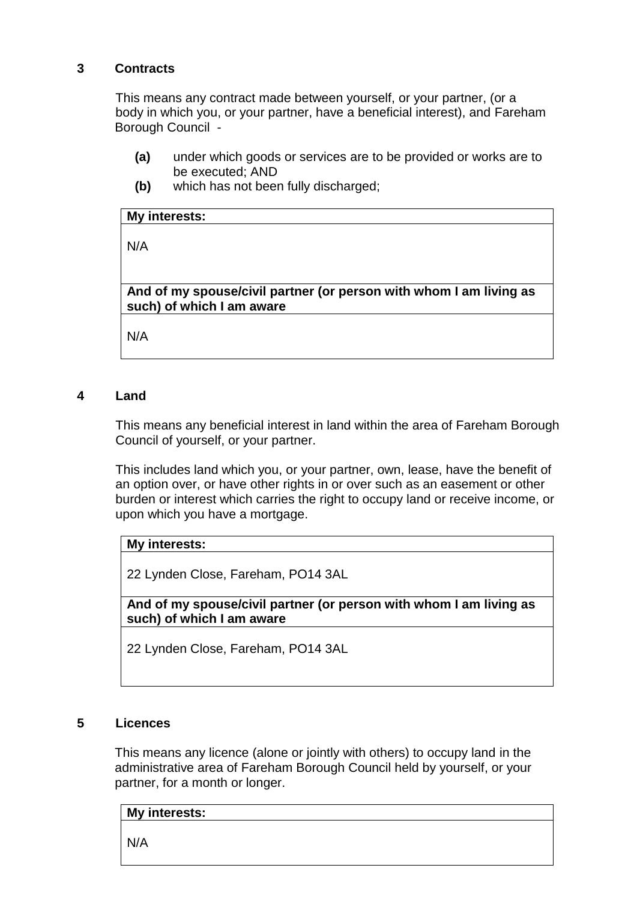## 3 Contracts

This means any contract made between yourself, or your partner, (or a body in which you, or your partner, have a beneficial interest), and Fareham Borough Council -

- **(a)** under which goods or services are to be provided or works are to be executed; AND
- **(b)** which has not been fully discharged;

| **My interests:** |
|---|
| N/A |
| **And of my spouse/civil partner (or person with whom I am living as such) of which I am aware** |
| N/A |

## 4 Land

This means any beneficial interest in land within the area of Fareham Borough Council of yourself, or your partner.

This includes land which you, or your partner, own, lease, have the benefit of an option over, or have other rights in or over such as an easement or other burden or interest which carries the right to occupy land or receive income, or upon which you have a mortgage.

| **My interests:** |
|---|
| 22 Lynden Close, Fareham, PO14 3AL |
| **And of my spouse/civil partner (or person with whom I am living as such) of which I am aware** |
| 22 Lynden Close, Fareham, PO14 3AL |

## 5 Licences

This means any licence (alone or jointly with others) to occupy land in the administrative area of Fareham Borough Council held by yourself, or your partner, for a month or longer.

| **My interests:** |
|---|
| N/A |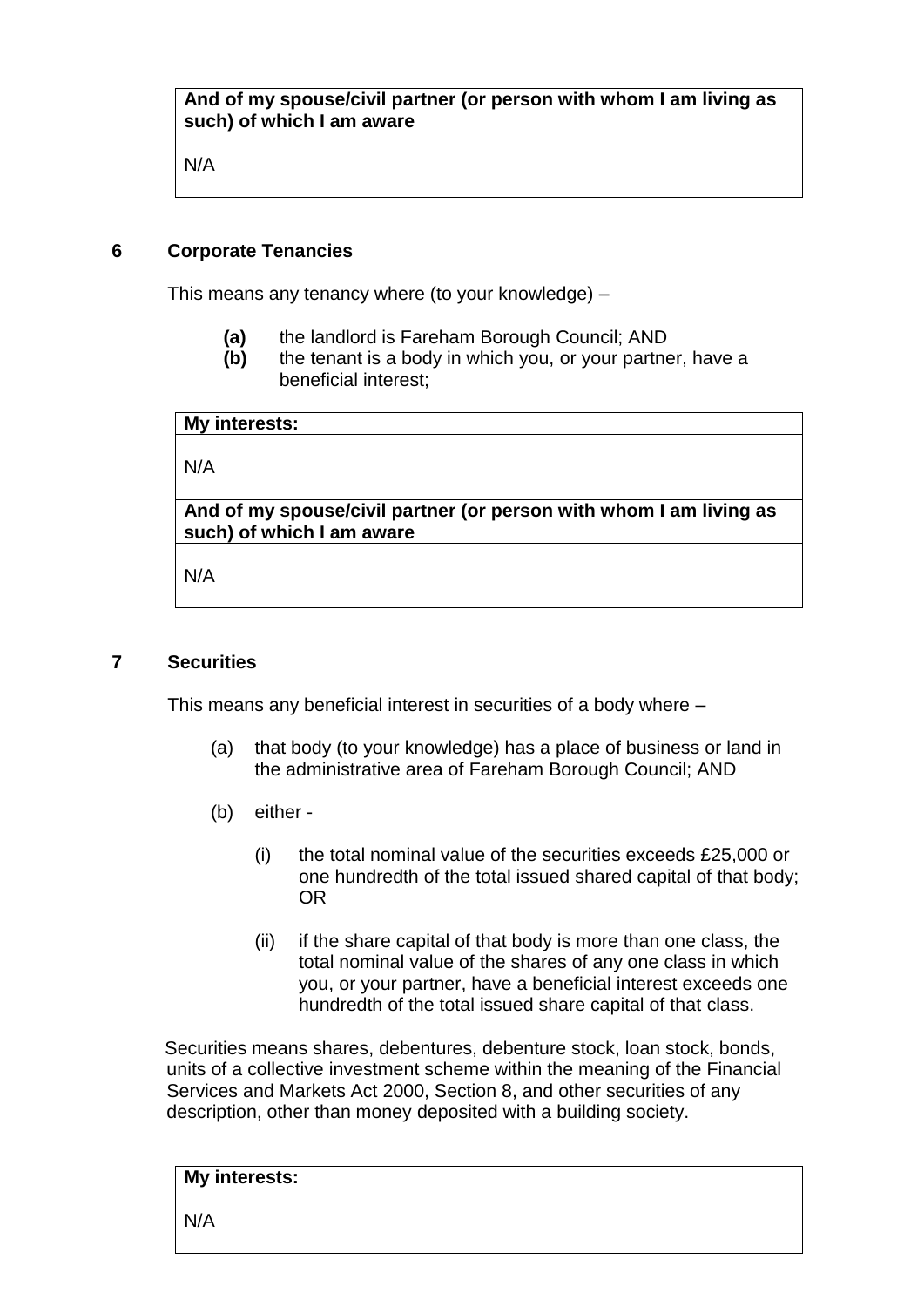| And of my spouse/civil partner (or person with whom I am living as such) of which I am aware |
| --- |
| N/A |

## 6 Corporate Tenancies

This means any tenancy where (to your knowledge) –

- **(a)** the landlord is Fareham Borough Council; AND
- **(b)** the tenant is a body in which you, or your partner, have a beneficial interest;

| My interests: |
| --- |
| N/A |
| **And of my spouse/civil partner (or person with whom I am living as such) of which I am aware** |
| N/A |

## 7 Securities

This means any beneficial interest in securities of a body where –

(a) that body (to your knowledge) has a place of business or land in the administrative area of Fareham Borough Council; AND

(b) either -

 (i) the total nominal value of the securities exceeds £25,000 or one hundredth of the total issued shared capital of that body; OR

 (ii) if the share capital of that body is more than one class, the total nominal value of the shares of any one class in which you, or your partner, have a beneficial interest exceeds one hundredth of the total issued share capital of that class.

Securities means shares, debentures, debenture stock, loan stock, bonds, units of a collective investment scheme within the meaning of the Financial Services and Markets Act 2000, Section 8, and other securities of any description, other than money deposited with a building society.

| My interests: |
| --- |
| N/A |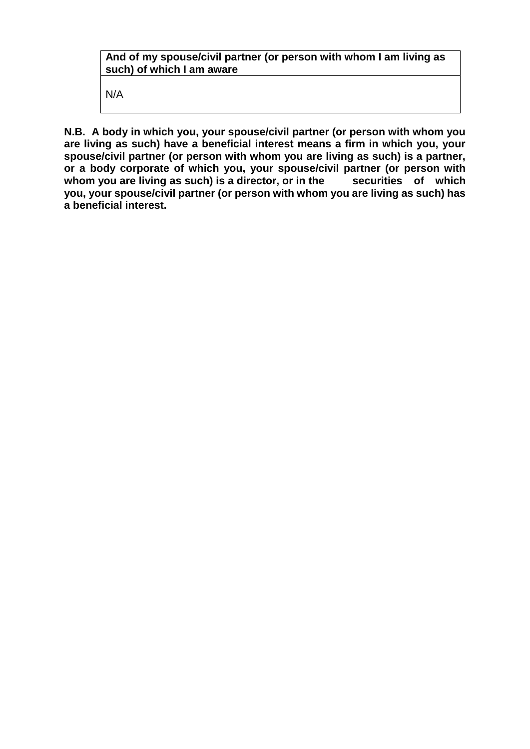| **And of my spouse/civil partner (or person with whom I am living as such) of which I am aware** |
| --- |
| N/A |

**N.B. A body in which you, your spouse/civil partner (or person with whom you are living as such) have a beneficial interest means a firm in which you, your spouse/civil partner (or person with whom you are living as such) is a partner, or a body corporate of which you, your spouse/civil partner (or person with whom you are living as such) is a director, or in the securities of which you, your spouse/civil partner (or person with whom you are living as such) has a beneficial interest.**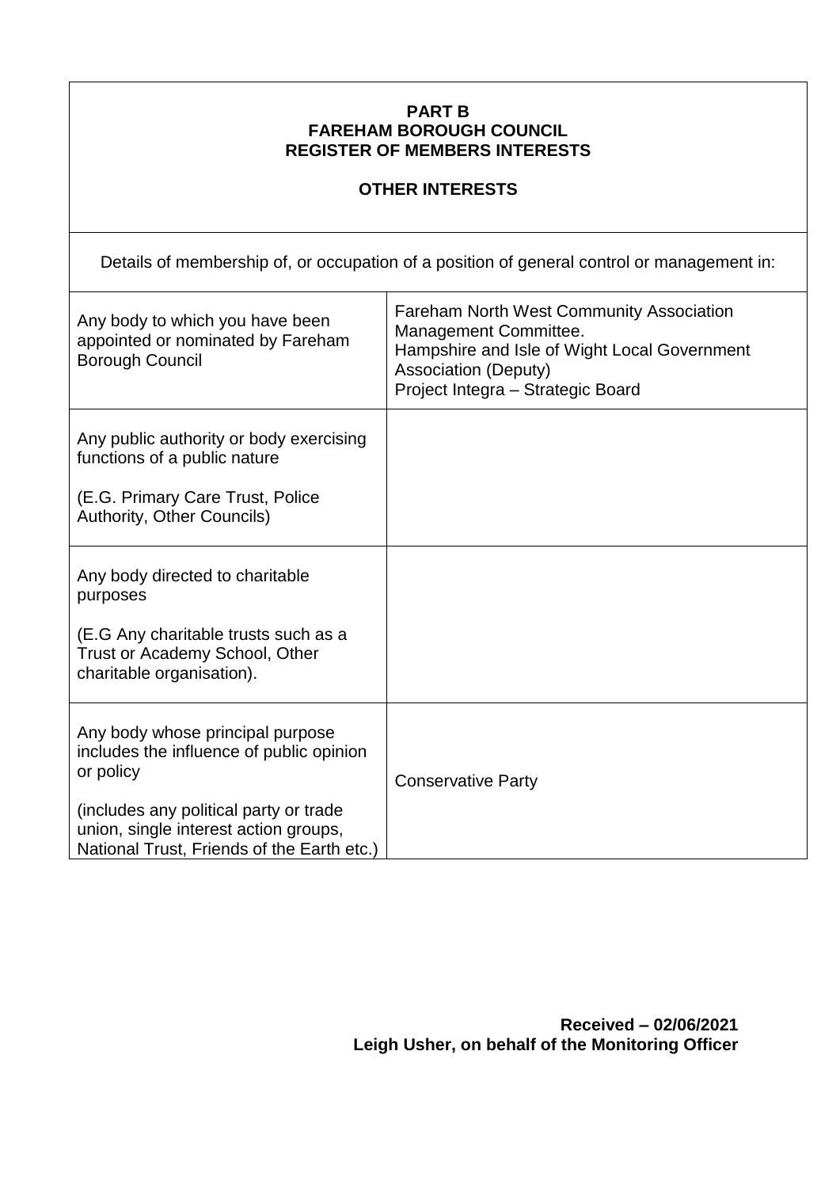**PART B**
**FAREHAM BOROUGH COUNCIL**
**REGISTER OF MEMBERS INTERESTS**

**OTHER INTERESTS**

Details of membership of, or occupation of a position of general control or management in:

| | |
|---|---|
| Any body to which you have been appointed or nominated by Fareham Borough Council | Fareham North West Community Association Management Committee.<br>Hampshire and Isle of Wight Local Government Association (Deputy)<br>Project Integra – Strategic Board |
| Any public authority or body exercising functions of a public nature<br><br>(E.G. Primary Care Trust, Police Authority, Other Councils) | |
| Any body directed to charitable purposes<br><br>(E.G Any charitable trusts such as a Trust or Academy School, Other charitable organisation). | |
| Any body whose principal purpose includes the influence of public opinion or policy<br><br>(includes any political party or trade union, single interest action groups, National Trust, Friends of the Earth etc.) | Conservative Party |

**Received – 02/06/2021**
**Leigh Usher, on behalf of the Monitoring Officer**